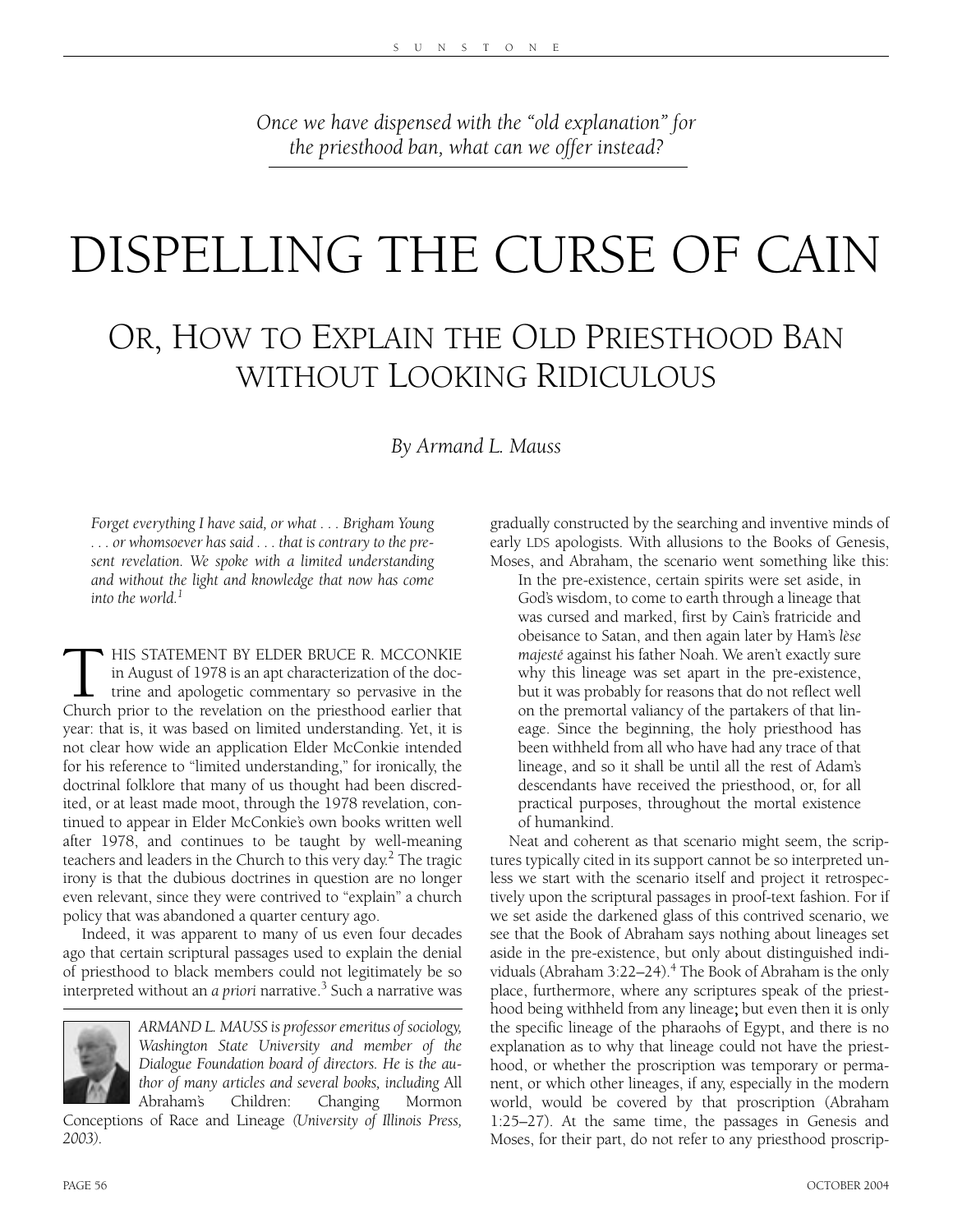*Once we have dispensed with the "old explanation" for the priesthood ban, what can we offer instead?*

# DISPELLING THE CURSE OF CAIN

## OR, HOW TO EXPLAIN THE OLD PRIESTHOOD BAN WITHOUT LOOKING RIDICULOUS

*By Armand L. Mauss*

> *Forget everything I have said, or what . . . Brigham Young . . . or whomsoever has said . . . that is contrary to the present revelation. We spoke with a limited understanding and without the light and knowledge that now has come into the world.*[1]

THIS STATEMENT BY ELDER BRUCE R. MCCONKIE in August of 1978 is an apt characterization of the doctrine and apologetic commentary so pervasive in the Church prior to the revelation on the priesthood earlier that year: that is, it was based on limited understanding. Yet, it is not clear how wide an application Elder McConkie intended for his reference to "limited understanding," for ironically, the doctrinal folklore that many of us thought had been discredited, or at least made moot, through the 1978 revelation, continued to appear in Elder McConkie's own books written well after 1978, and continues to be taught by well-meaning teachers and leaders in the Church to this very day.[2] The tragic irony is that the dubious doctrines in question are no longer even relevant, since they were contrived to "explain" a church policy that was abandoned a quarter century ago.

Indeed, it was apparent to many of us even four decades ago that certain scriptural passages used to explain the denial of priesthood to black members could not legitimately be so interpreted without an *a priori* narrative.[3] Such a narrative was gradually constructed by the searching and inventive minds of early LDS apologists. With allusions to the Books of Genesis, Moses, and Abraham, the scenario went something like this:

> In the pre-existence, certain spirits were set aside, in God's wisdom, to come to earth through a lineage that was cursed and marked, first by Cain's fratricide and obeisance to Satan, and then again later by Ham's *lèse majesté* against his father Noah. We aren't exactly sure why this lineage was set apart in the pre-existence, but it was probably for reasons that do not reflect well on the premortal valiancy of the partakers of that lineage. Since the beginning, the holy priesthood has been withheld from all who have had any trace of that lineage, and so it shall be until all the rest of Adam's descendants have received the priesthood, or, for all practical purposes, throughout the mortal existence of humankind.

Neat and coherent as that scenario might seem, the scriptures typically cited in its support cannot be so interpreted unless we start with the scenario itself and project it retrospectively upon the scriptural passages in proof-text fashion. For if we set aside the darkened glass of this contrived scenario, we see that the Book of Abraham says nothing about lineages set aside in the pre-existence, but only about distinguished individuals (Abraham 3:22–24).[4] The Book of Abraham is the only place, furthermore, where any scriptures speak of the priesthood being withheld from any lineage; but even then it is only the specific lineage of the pharaohs of Egypt, and there is no explanation as to why that lineage could not have the priesthood, or whether the proscription was temporary or permanent, or which other lineages, if any, especially in the modern world, would be covered by that proscription (Abraham 1:25–27). At the same time, the passages in Genesis and Moses, for their part, do not refer to any priesthood proscrip-

*ARMAND L. MAUSS is professor emeritus of sociology, Washington State University and member of the Dialogue Foundation board of directors. He is the author of many articles and several books, including* All Abraham's Children: Changing Mormon Conceptions of Race and Lineage *(University of Illinois Press, 2003).*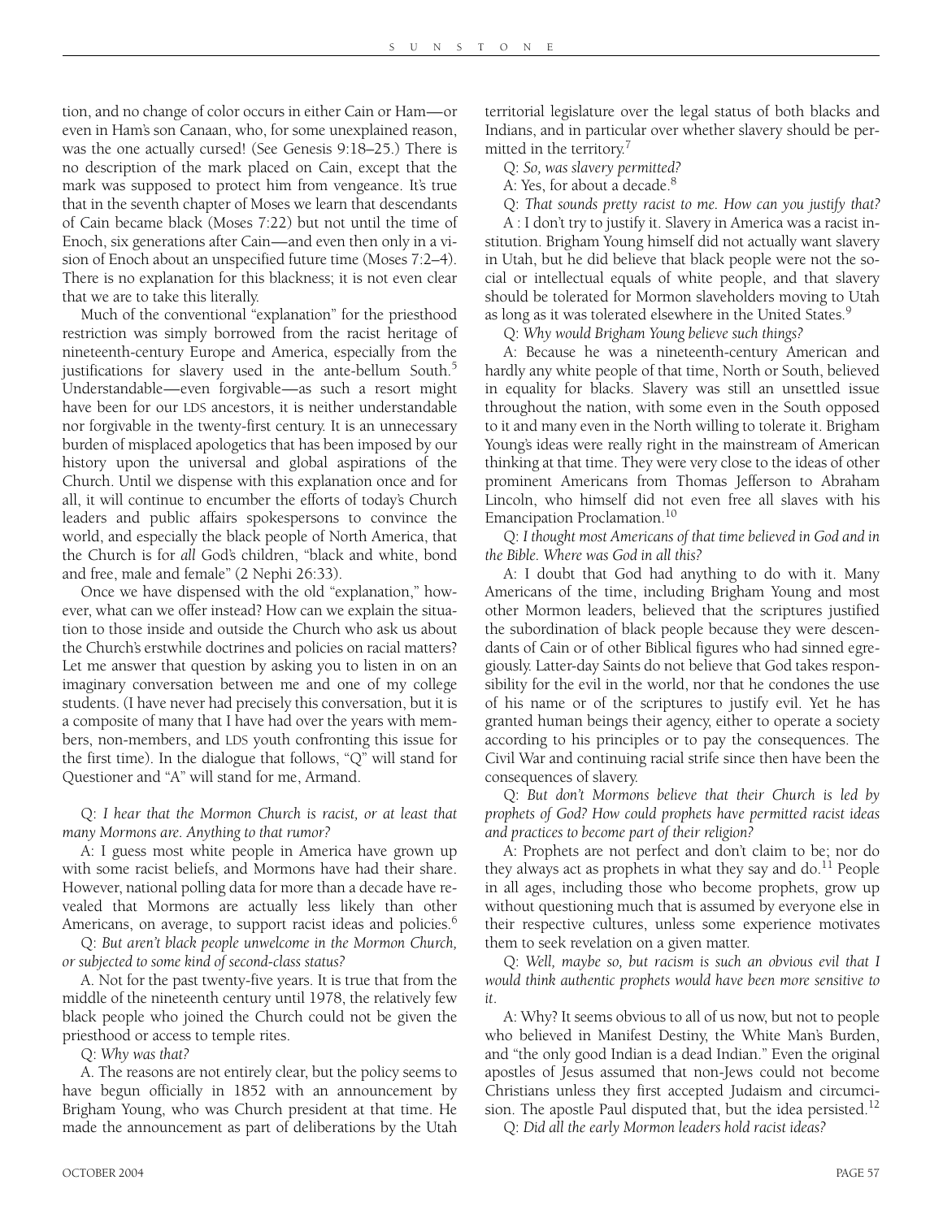tion, and no change of color occurs in either Cain or Ham—or even in Ham's son Canaan, who, for some unexplained reason, was the one actually cursed! (See Genesis 9:18–25.) There is no description of the mark placed on Cain, except that the mark was supposed to protect him from vengeance. It's true that in the seventh chapter of Moses we learn that descendants of Cain became black (Moses 7:22) but not until the time of Enoch, six generations after Cain—and even then only in a vision of Enoch about an unspecified future time (Moses 7:2–4). There is no explanation for this blackness; it is not even clear that we are to take this literally.

Much of the conventional "explanation" for the priesthood restriction was simply borrowed from the racist heritage of nineteenth-century Europe and America, especially from the justifications for slavery used in the ante-bellum South.[5] Understandable—even forgivable—as such a resort might have been for our LDS ancestors, it is neither understandable nor forgivable in the twenty-first century. It is an unnecessary burden of misplaced apologetics that has been imposed by our history upon the universal and global aspirations of the Church. Until we dispense with this explanation once and for all, it will continue to encumber the efforts of today's Church leaders and public affairs spokespersons to convince the world, and especially the black people of North America, that the Church is for *all* God's children, "black and white, bond and free, male and female" (2 Nephi 26:33).

Once we have dispensed with the old "explanation," however, what can we offer instead? How can we explain the situation to those inside and outside the Church who ask us about the Church's erstwhile doctrines and policies on racial matters? Let me answer that question by asking you to listen in on an imaginary conversation between me and one of my college students. (I have never had precisely this conversation, but it is a composite of many that I have had over the years with members, non-members, and LDS youth confronting this issue for the first time). In the dialogue that follows, "Q" will stand for Questioner and "A" will stand for me, Armand.

Q: *I hear that the Mormon Church is racist, or at least that many Mormons are. Anything to that rumor?*

A: I guess most white people in America have grown up with some racist beliefs, and Mormons have had their share. However, national polling data for more than a decade have revealed that Mormons are actually less likely than other Americans, on average, to support racist ideas and policies.[6]

Q: *But aren't black people unwelcome in the Mormon Church, or subjected to some kind of second-class status?*

A. Not for the past twenty-five years. It is true that from the middle of the nineteenth century until 1978, the relatively few black people who joined the Church could not be given the priesthood or access to temple rites.

Q: *Why was that?*

A. The reasons are not entirely clear, but the policy seems to have begun officially in 1852 with an announcement by Brigham Young, who was Church president at that time. He made the announcement as part of deliberations by the Utah territorial legislature over the legal status of both blacks and Indians, and in particular over whether slavery should be permitted in the territory.[7]

Q: *So, was slavery permitted?*

A: Yes, for about a decade.[8]

Q: *That sounds pretty racist to me. How can you justify that?*

A : I don't try to justify it. Slavery in America was a racist institution. Brigham Young himself did not actually want slavery in Utah, but he did believe that black people were not the social or intellectual equals of white people, and that slavery should be tolerated for Mormon slaveholders moving to Utah as long as it was tolerated elsewhere in the United States.[9]

Q: *Why would Brigham Young believe such things?*

A: Because he was a nineteenth-century American and hardly any white people of that time, North or South, believed in equality for blacks. Slavery was still an unsettled issue throughout the nation, with some even in the South opposed to it and many even in the North willing to tolerate it. Brigham Young's ideas were really right in the mainstream of American thinking at that time. They were very close to the ideas of other prominent Americans from Thomas Jefferson to Abraham Lincoln, who himself did not even free all slaves with his Emancipation Proclamation.[10]

Q: *I thought most Americans of that time believed in God and in the Bible. Where was God in all this?*

A: I doubt that God had anything to do with it. Many Americans of the time, including Brigham Young and most other Mormon leaders, believed that the scriptures justified the subordination of black people because they were descendants of Cain or of other Biblical figures who had sinned egregiously. Latter-day Saints do not believe that God takes responsibility for the evil in the world, nor that he condones the use of his name or of the scriptures to justify evil. Yet he has granted human beings their agency, either to operate a society according to his principles or to pay the consequences. The Civil War and continuing racial strife since then have been the consequences of slavery.

Q: *But don't Mormons believe that their Church is led by prophets of God? How could prophets have permitted racist ideas and practices to become part of their religion?*

A: Prophets are not perfect and don't claim to be; nor do they always act as prophets in what they say and do.[11] People in all ages, including those who become prophets, grow up without questioning much that is assumed by everyone else in their respective cultures, unless some experience motivates them to seek revelation on a given matter.

Q: *Well, maybe so, but racism is such an obvious evil that I would think authentic prophets would have been more sensitive to it.*

A: Why? It seems obvious to all of us now, but not to people who believed in Manifest Destiny, the White Man's Burden, and "the only good Indian is a dead Indian." Even the original apostles of Jesus assumed that non-Jews could not become Christians unless they first accepted Judaism and circumcision. The apostle Paul disputed that, but the idea persisted.[12]

Q: *Did all the early Mormon leaders hold racist ideas?*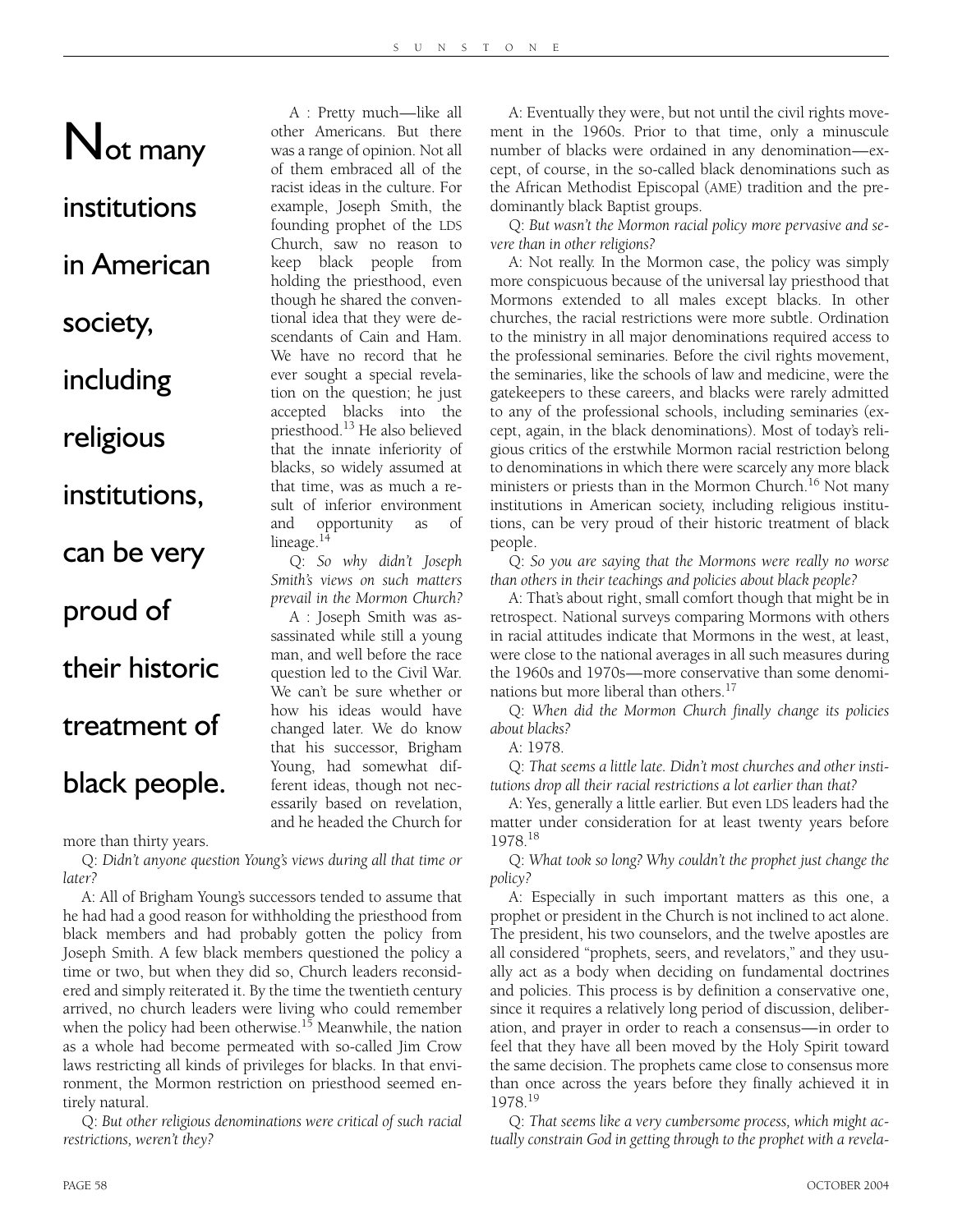> **Not many institutions in American society, including religious institutions, can be very proud of their historic treatment of black people.**

A: Pretty much—like all other Americans. But there was a range of opinion. Not all of them embraced all of the racist ideas in the culture. For example, Joseph Smith, the founding prophet of the LDS Church, saw no reason to keep black people from holding the priesthood, even though he shared the conventional idea that they were descendants of Cain and Ham. We have no record that he ever sought a special revelation on the question; he just accepted blacks into the priesthood.[13] He also believed that the innate inferiority of blacks, so widely assumed at that time, was as much a result of inferior environment and opportunity as of lineage.[14]

Q: *So why didn't Joseph Smith's views on such matters prevail in the Mormon Church?*

A: Joseph Smith was assassinated while still a young man, and well before the race question led to the Civil War. We can't be sure whether or how his ideas would have changed later. We do know that his successor, Brigham Young, had somewhat different ideas, though not necessarily based on revelation, and he headed the Church for more than thirty years.

Q: *Didn't anyone question Young's views during all that time or later?*

A: All of Brigham Young's successors tended to assume that he had had a good reason for withholding the priesthood from black members and had probably gotten the policy from Joseph Smith. A few black members questioned the policy a time or two, but when they did so, Church leaders reconsidered and simply reiterated it. By the time the twentieth century arrived, no church leaders were living who could remember when the policy had been otherwise.[15] Meanwhile, the nation as a whole had become permeated with so-called Jim Crow laws restricting all kinds of privileges for blacks. In that environment, the Mormon restriction on priesthood seemed entirely natural.

Q: *But other religious denominations were critical of such racial restrictions, weren't they?*

A: Eventually they were, but not until the civil rights movement in the 1960s. Prior to that time, only a minuscule number of blacks were ordained in any denomination—except, of course, in the so-called black denominations such as the African Methodist Episcopal (AME) tradition and the predominantly black Baptist groups.

Q: *But wasn't the Mormon racial policy more pervasive and severe than in other religions?*

A: Not really. In the Mormon case, the policy was simply more conspicuous because of the universal lay priesthood that Mormons extended to all males except blacks. In other churches, the racial restrictions were more subtle. Ordination to the ministry in all major denominations required access to the professional seminaries. Before the civil rights movement, the seminaries, like the schools of law and medicine, were the gatekeepers to these careers, and blacks were rarely admitted to any of the professional schools, including seminaries (except, again, in the black denominations). Most of today's religious critics of the erstwhile Mormon racial restriction belong to denominations in which there were scarcely any more black ministers or priests than in the Mormon Church.[16] Not many institutions in American society, including religious institutions, can be very proud of their historic treatment of black people.

Q: *So you are saying that the Mormons were really no worse than others in their teachings and policies about black people?*

A: That's about right, small comfort though that might be in retrospect. National surveys comparing Mormons with others in racial attitudes indicate that Mormons in the west, at least, were close to the national averages in all such measures during the 1960s and 1970s—more conservative than some denominations but more liberal than others.[17]

Q: *When did the Mormon Church finally change its policies about blacks?*

A: 1978.

Q: *That seems a little late. Didn't most churches and other institutions drop all their racial restrictions a lot earlier than that?*

A: Yes, generally a little earlier. But even LDS leaders had the matter under consideration for at least twenty years before 1978.[18]

Q: *What took so long? Why couldn't the prophet just change the policy?*

A: Especially in such important matters as this one, a prophet or president in the Church is not inclined to act alone. The president, his two counselors, and the twelve apostles are all considered "prophets, seers, and revelators," and they usually act as a body when deciding on fundamental doctrines and policies. This process is by definition a conservative one, since it requires a relatively long period of discussion, deliberation, and prayer in order to reach a consensus—in order to feel that they have all been moved by the Holy Spirit toward the same decision. The prophets came close to consensus more than once across the years before they finally achieved it in 1978.[19]

Q: *That seems like a very cumbersome process, which might actually constrain God in getting through to the prophet with a revela-*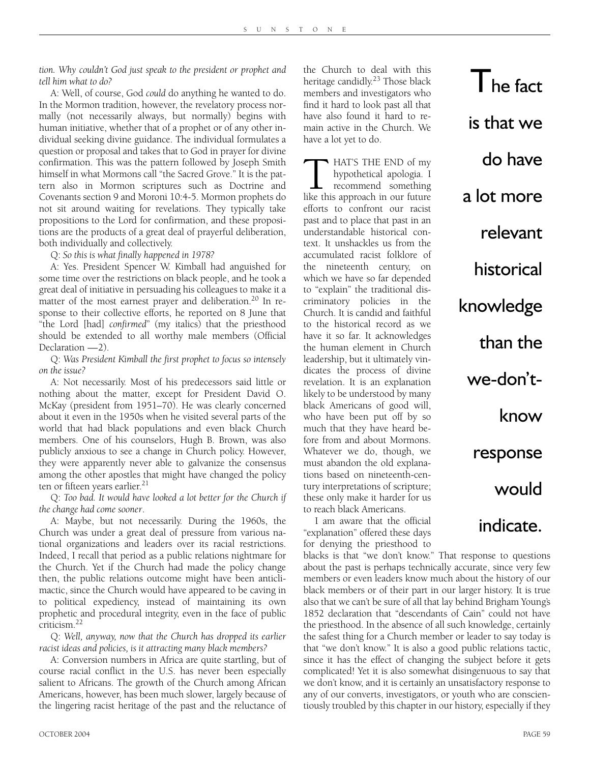*tion. Why couldn't God just speak to the president or prophet and tell him what to do?*

A: Well, of course, God *could* do anything he wanted to do. In the Mormon tradition, however, the revelatory process normally (not necessarily always, but normally) begins with human initiative, whether that of a prophet or of any other individual seeking divine guidance. The individual formulates a question or proposal and takes that to God in prayer for divine confirmation. This was the pattern followed by Joseph Smith himself in what Mormons call "the Sacred Grove." It is the pattern also in Mormon scriptures such as Doctrine and Covenants section 9 and Moroni 10:4-5. Mormon prophets do not sit around waiting for revelations. They typically take propositions to the Lord for confirmation, and these propositions are the products of a great deal of prayerful deliberation, both individually and collectively.

Q: *So this is what finally happened in 1978?*

A: Yes. President Spencer W. Kimball had anguished for some time over the restrictions on black people, and he took a great deal of initiative in persuading his colleagues to make it a matter of the most earnest prayer and deliberation.[20] In response to their collective efforts, he reported on 8 June that "the Lord [had] *confirmed*" (my italics) that the priesthood should be extended to all worthy male members (Official Declaration —2).

Q: *Was President Kimball the first prophet to focus so intensely on the issue?*

A: Not necessarily. Most of his predecessors said little or nothing about the matter, except for President David O. McKay (president from 1951–70). He was clearly concerned about it even in the 1950s when he visited several parts of the world that had black populations and even black Church members. One of his counselors, Hugh B. Brown, was also publicly anxious to see a change in Church policy. However, they were apparently never able to galvanize the consensus among the other apostles that might have changed the policy ten or fifteen years earlier.[21]

Q: *Too bad. It would have looked a lot better for the Church if the change had come sooner*.

A: Maybe, but not necessarily. During the 1960s, the Church was under a great deal of pressure from various national organizations and leaders over its racial restrictions. Indeed, I recall that period as a public relations nightmare for the Church. Yet if the Church had made the policy change then, the public relations outcome might have been anticlimactic, since the Church would have appeared to be caving in to political expediency, instead of maintaining its own prophetic and procedural integrity, even in the face of public criticism.[22]

Q: *Well, anyway, now that the Church has dropped its earlier racist ideas and policies, is it attracting many black members?*

A: Conversion numbers in Africa are quite startling, but of course racial conflict in the U.S. has never been especially salient to Africans. The growth of the Church among African Americans, however, has been much slower, largely because of the lingering racist heritage of the past and the reluctance of the Church to deal with this heritage candidly.[23] Those black members and investigators who find it hard to look past all that have also found it hard to remain active in the Church. We have a lot yet to do.

THAT'S THE END of my hypothetical apologia. I recommend something like this approach in our future efforts to confront our racist past and to place that past in an understandable historical context. It unshackles us from the accumulated racist folklore of the nineteenth century, on which we have so far depended to "explain" the traditional discriminatory policies in the Church. It is candid and faithful to the historical record as we have it so far. It acknowledges the human element in Church leadership, but it ultimately vindicates the process of divine revelation. It is an explanation likely to be understood by many black Americans of good will, who have been put off by so much that they have heard before from and about Mormons. Whatever we do, though, we must abandon the old explanations based on nineteenth-century interpretations of scripture; these only make it harder for us to reach black Americans.

> The fact is that we do have a lot more relevant historical knowledge than the we-don't-know response would indicate.

I am aware that the official "explanation" offered these days for denying the priesthood to blacks is that "we don't know." That response to questions about the past is perhaps technically accurate, since very few members or even leaders know much about the history of our black members or of their part in our larger history. It is true also that we can't be sure of all that lay behind Brigham Young's 1852 declaration that "descendants of Cain" could not have the priesthood. In the absence of all such knowledge, certainly the safest thing for a Church member or leader to say today is that "we don't know." It is also a good public relations tactic, since it has the effect of changing the subject before it gets complicated! Yet it is also somewhat disingenuous to say that we don't know, and it is certainly an unsatisfactory response to any of our converts, investigators, or youth who are conscientiously troubled by this chapter in our history, especially if they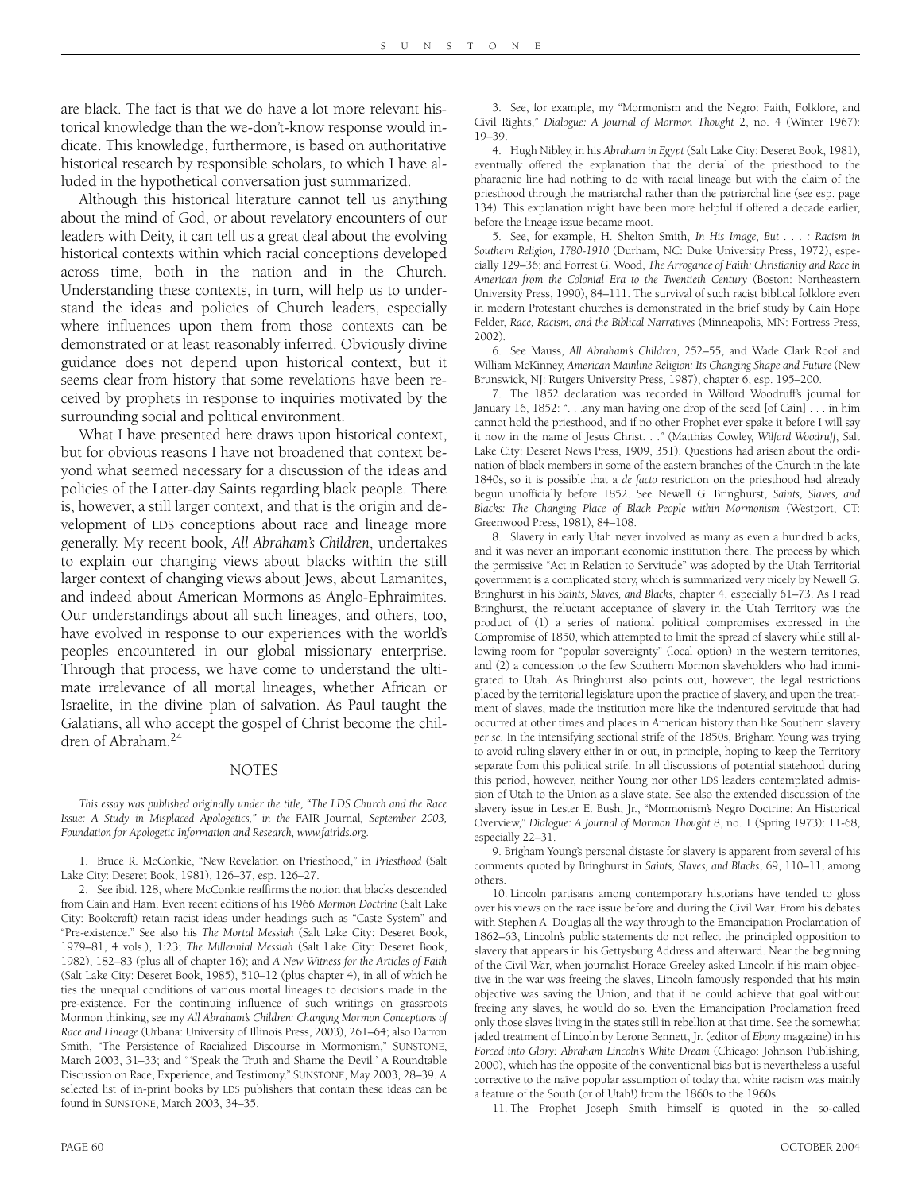are black. The fact is that we do have a lot more relevant historical knowledge than the we-don't-know response would indicate. This knowledge, furthermore, is based on authoritative historical research by responsible scholars, to which I have alluded in the hypothetical conversation just summarized.

Although this historical literature cannot tell us anything about the mind of God, or about revelatory encounters of our leaders with Deity, it can tell us a great deal about the evolving historical contexts within which racial conceptions developed across time, both in the nation and in the Church. Understanding these contexts, in turn, will help us to understand the ideas and policies of Church leaders, especially where influences upon them from those contexts can be demonstrated or at least reasonably inferred. Obviously divine guidance does not depend upon historical context, but it seems clear from history that some revelations have been received by prophets in response to inquiries motivated by the surrounding social and political environment.

What I have presented here draws upon historical context, but for obvious reasons I have not broadened that context beyond what seemed necessary for a discussion of the ideas and policies of the Latter-day Saints regarding black people. There is, however, a still larger context, and that is the origin and development of LDS conceptions about race and lineage more generally. My recent book, *All Abraham's Children*, undertakes to explain our changing views about blacks within the still larger context of changing views about Jews, about Lamanites, and indeed about American Mormons as Anglo-Ephraimites. Our understandings about all such lineages, and others, too, have evolved in response to our experiences with the world's peoples encountered in our global missionary enterprise. Through that process, we have come to understand the ultimate irrelevance of all mortal lineages, whether African or Israelite, in the divine plan of salvation. As Paul taught the Galatians, all who accept the gospel of Christ become the children of Abraham.[24]

## NOTES

*This essay was published originally under the title, "The LDS Church and the Race Issue: A Study in Misplaced Apologetics," in the* FAIR Journal, *September 2003, Foundation for Apologetic Information and Research, www.fairlds.org.*

1. Bruce R. McConkie, "New Revelation on Priesthood," in *Priesthood* (Salt Lake City: Deseret Book, 1981), 126–37, esp. 126–27.

2. See ibid. 128, where McConkie reaffirms the notion that blacks descended from Cain and Ham. Even recent editions of his 1966 *Mormon Doctrine* (Salt Lake City: Bookcraft) retain racist ideas under headings such as "Caste System" and "Pre-existence." See also his *The Mortal Messiah* (Salt Lake City: Deseret Book, 1979–81, 4 vols.), 1:23; *The Millennial Messiah* (Salt Lake City: Deseret Book, 1982), 182–83 (plus all of chapter 16); and *A New Witness for the Articles of Faith* (Salt Lake City: Deseret Book, 1985), 510–12 (plus chapter 4), in all of which he ties the unequal conditions of various mortal lineages to decisions made in the pre-existence. For the continuing influence of such writings on grassroots Mormon thinking, see my *All Abraham's Children: Changing Mormon Conceptions of Race and Lineage* (Urbana: University of Illinois Press, 2003), 261–64; also Darron Smith, "The Persistence of Racialized Discourse in Mormonism," SUNSTONE, March 2003, 31–33; and "'Speak the Truth and Shame the Devil:' A Roundtable Discussion on Race, Experience, and Testimony," SUNSTONE, May 2003, 28–39. A selected list of in-print books by LDS publishers that contain these ideas can be found in SUNSTONE, March 2003, 34–35.

3. See, for example, my "Mormonism and the Negro: Faith, Folklore, and Civil Rights," *Dialogue: A Journal of Mormon Thought* 2, no. 4 (Winter 1967): 19–39.

4. Hugh Nibley, in his *Abraham in Egypt* (Salt Lake City: Deseret Book, 1981), eventually offered the explanation that the denial of the priesthood to the pharaonic line had nothing to do with racial lineage but with the claim of the priesthood through the matriarchal rather than the patriarchal line (see esp. page 134). This explanation might have been more helpful if offered a decade earlier, before the lineage issue became moot.

5. See, for example, H. Shelton Smith, *In His Image, But . . . : Racism in Southern Religion, 1780-1910* (Durham, NC: Duke University Press, 1972), especially 129–36; and Forrest G. Wood, *The Arrogance of Faith: Christianity and Race in American from the Colonial Era to the Twentieth Century* (Boston: Northeastern University Press, 1990), 84–111. The survival of such racist biblical folklore even in modern Protestant churches is demonstrated in the brief study by Cain Hope Felder, *Race, Racism, and the Biblical Narratives* (Minneapolis, MN: Fortress Press, 2002).

6. See Mauss, *All Abraham's Children*, 252–55, and Wade Clark Roof and William McKinney, *American Mainline Religion: Its Changing Shape and Future* (New Brunswick, NJ: Rutgers University Press, 1987), chapter 6, esp. 195–200.

7. The 1852 declaration was recorded in Wilford Woodruff's journal for January 16, 1852: ". . .any man having one drop of the seed [of Cain] . . . in him cannot hold the priesthood, and if no other Prophet ever spake it before I will say it now in the name of Jesus Christ. . ." (Matthias Cowley, *Wilford Woodruff*, Salt Lake City: Deseret News Press, 1909, 351). Questions had arisen about the ordination of black members in some of the eastern branches of the Church in the late 1840s, so it is possible that a *de facto* restriction on the priesthood had already begun unofficially before 1852. See Newell G. Bringhurst, *Saints, Slaves, and Blacks: The Changing Place of Black People within Mormonism* (Westport, CT: Greenwood Press, 1981), 84–108.

8. Slavery in early Utah never involved as many as even a hundred blacks, and it was never an important economic institution there. The process by which the permissive "Act in Relation to Servitude" was adopted by the Utah Territorial government is a complicated story, which is summarized very nicely by Newell G. Bringhurst in his *Saints, Slaves, and Blacks*, chapter 4, especially 61–73. As I read Bringhurst, the reluctant acceptance of slavery in the Utah Territory was the product of (1) a series of national political compromises expressed in the Compromise of 1850, which attempted to limit the spread of slavery while still allowing room for "popular sovereignty" (local option) in the western territories, and (2) a concession to the few Southern Mormon slaveholders who had immigrated to Utah. As Bringhurst also points out, however, the legal restrictions placed by the territorial legislature upon the practice of slavery, and upon the treatment of slaves, made the institution more like the indentured servitude that had occurred at other times and places in American history than like Southern slavery *per se*. In the intensifying sectional strife of the 1850s, Brigham Young was trying to avoid ruling slavery either in or out, in principle, hoping to keep the Territory separate from this political strife. In all discussions of potential statehood during this period, however, neither Young nor other LDS leaders contemplated admission of Utah to the Union as a slave state. See also the extended discussion of the slavery issue in Lester E. Bush, Jr., "Mormonism's Negro Doctrine: An Historical Overview," *Dialogue: A Journal of Mormon Thought* 8, no. 1 (Spring 1973): 11-68, especially 22–31.

9. Brigham Young's personal distaste for slavery is apparent from several of his comments quoted by Bringhurst in *Saints, Slaves, and Blacks*, 69, 110–11, among others.

10. Lincoln partisans among contemporary historians have tended to gloss over his views on the race issue before and during the Civil War. From his debates with Stephen A. Douglas all the way through to the Emancipation Proclamation of 1862–63, Lincoln's public statements do not reflect the principled opposition to slavery that appears in his Gettysburg Address and afterward. Near the beginning of the Civil War, when journalist Horace Greeley asked Lincoln if his main objective in the war was freeing the slaves, Lincoln famously responded that his main objective was saving the Union, and that if he could achieve that goal without freeing any slaves, he would do so. Even the Emancipation Proclamation freed only those slaves living in the states still in rebellion at that time. See the somewhat jaded treatment of Lincoln by Lerone Bennett, Jr. (editor of *Ebony* magazine) in his *Forced into Glory: Abraham Lincoln's White Dream* (Chicago: Johnson Publishing, 2000), which has the opposite of the conventional bias but is nevertheless a useful corrective to the naive popular assumption of today that white racism was mainly a feature of the South (or of Utah!) from the 1860s to the 1960s.

11. The Prophet Joseph Smith himself is quoted in the so-called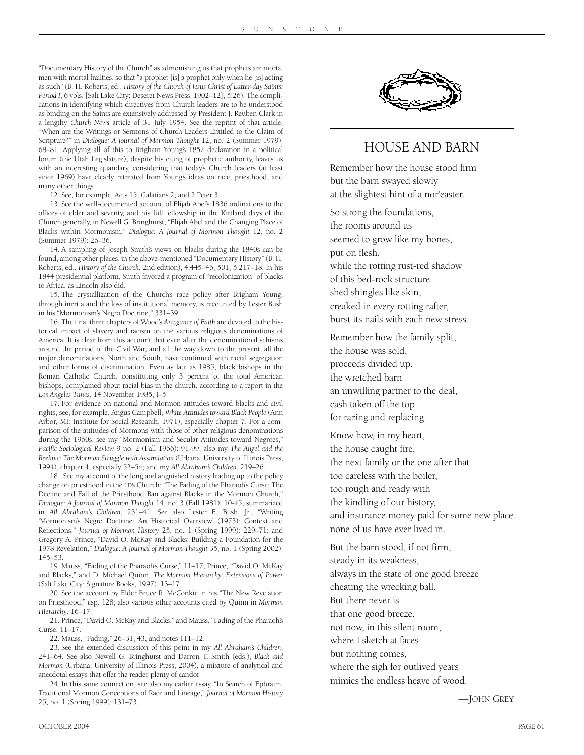"Documentary History of the Church" as admonishing us that prophets are mortal men with mortal frailties, so that "a prophet [is] a prophet only when he [is] acting as such" (B. H. Roberts, ed., *History of the Church of Jesus Christ of Latter-day Saints: Period I*, 6 vols. [Salt Lake City: Deseret News Press, 1902–12], 5:26). The complications in identifying which directives from Church leaders are to be understood as binding on the Saints are extensively addressed by President J. Reuben Clark in a lengthy *Church News* article of 31 July 1954. See the reprint of that article, "When are the Writings or Sermons of Church Leaders Entitled to the Claim of Scripture?" in *Dialogue: A Journal of Mormon Thought* 12, no. 2 (Summer 1979): 68–81. Applying all of this to Brigham Young's 1852 declaration in a political forum (the Utah Legislature), despite his citing of prophetic authority, leaves us with an interesting quandary, considering that today's Church leaders (at least since 1969) have clearly retreated from Young's ideas on race, priesthood, and many other things.

12. See, for example, Acts 15; Galatians 2; and 2 Peter 3.

13. See the well-documented account of Elijah Abel's 1836 ordinations to the offices of elder and seventy, and his full fellowship in the Kirtland days of the Church generally, in Newell G. Bringhurst, "Elijah Abel and the Changing Place of Blacks within Mormonism," *Dialogue: A Journal of Mormon Thought* 12, no. 2 (Summer 1979): 26–36.

14. A sampling of Joseph Smith's views on blacks during the 1840s can be found, among other places, in the above-mentioned "Documentary History" (B. H. Roberts, ed., *History of the Church*, 2nd edition), 4:445–46, 501; 5:217–18. In his 1844 presidential platform, Smith favored a program of "recolonization" of blacks to Africa, as Lincoln also did.

15. The crystallization of the Church's race policy after Brigham Young, through inertia and the loss of institutional memory, is recounted by Lester Bush in his "Mormonism's Negro Doctrine," 331–39.

16. The final three chapters of Wood's *Arrogance of Faith* are devoted to the historical impact of slavery and racism on the various religious denominations of America. It is clear from this account that even after the denominational schisms around the period of the Civil War, and all the way down to the present, all the major denominations, North and South, have continued with racial segregation and other forms of discrimination. Even as late as 1985, black bishops in the Roman Catholic Church, constituting only 3 percent of the total American bishops, complained about racial bias in the church, according to a report in the *Los Angeles Times*, 14 November 1985, I–5.

17. For evidence on national and Mormon attitudes toward blacks and civil rights, see, for example, Angus Campbell, *White Attitudes toward Black People* (Ann Arbor, MI: Institute for Social Research, 1971), especially chapter 7. For a comparison of the attitudes of Mormons with those of other religious denominations during the 1960s, see my "Mormonism and Secular Attitudes toward Negroes," *Pacific Sociological Review* 9 no. 2 (Fall 1966): 91-99; also my *The Angel and the Beehive: The Mormon Struggle with Assimilation* (Urbana: University of Illinois Press, 1994), chapter 4, especially 52–54; and my *All Abraham's Children*, 219–26.

18. See my account of the long and anguished history leading up to the policy change on priesthood in the LDS Church: "The Fading of the Pharaoh's Curse: The Decline and Fall of the Priesthood Ban against Blacks in the Mormon Church," *Dialogue: A Journal of Mormon Thought* 14, no. 3 (Fall 1981): 10-45, summarized in *All Abraham's Children*, 231–41. See also Lester E. Bush, Jr., "Writing 'Mormonism's Negro Doctrine: An Historical Overview' (1973): Context and Reflections," *Journal of Mormon History* 25, no. 1 (Spring 1999): 229–71; and Gregory A. Prince, "David O. McKay and Blacks: Building a Foundation for the 1978 Revelation," *Dialogue: A Journal of Mormon Thought* 35, no. 1 (Spring 2002): 145–53.

19. Mauss, "Fading of the Pharaoh's Curse," 11–17; Prince, "David O. McKay and Blacks," and D. Michael Quinn, *The Mormon Hierarchy: Extensions of Power* (Salt Lake City: Signature Books, 1997), 13–17.

20. See the account by Elder Bruce R. McConkie in his "The New Revelation on Priesthood," esp. 128; also various other accounts cited by Quinn in *Mormon Hierarchy*, 16–17.

21. Prince, "David O. McKay and Blacks," and Mauss, "Fading of the Pharaoh's Curse, 11–17.

22. Mauss, "Fading," 26–31, 43, and notes 111–12.

23. See the extended discussion of this point in my *All Abraham's Children*, 241–64. See also Newell G. Bringhurst and Darron T. Smith (eds.), *Black and Mormon* (Urbana: University of Illinois Press, 2004), a mixture of analytical and anecdotal essays that offer the reader plenty of candor.

24. In this same connection, see also my earlier essay, "In Search of Ephraim: Traditional Mormon Conceptions of Race and Lineage," *Journal of Mormon History* 25, no. 1 (Spring 1999): 131–73.

## HOUSE AND BARN

Remember how the house stood firm  
but the barn swayed slowly  
at the slightest hint of a nor'easter.

So strong the foundations,  
the rooms around us  
seemed to grow like my bones,  
put on flesh,  
while the rotting rust-red shadow  
of this bed-rock structure  
shed shingles like skin,  
creaked in every rotting rafter,  
burst its nails with each new stress.

Remember how the family split,  
the house was sold,  
proceeds divided up,  
the wretched barn  
an unwilling partner to the deal,  
cash taken off the top  
for razing and replacing.

Know how, in my heart,  
the house caught fire,  
the next family or the one after that  
too careless with the boiler,  
too rough and ready with  
the kindling of our history,  
and insurance money paid for some new place  
none of us have ever lived in.

But the barn stood, if not firm,  
steady in its weakness,  
always in the state of one good breeze  
cheating the wrecking ball.  
But there never is  
that one good breeze,  
not now, in this silent room,  
where I sketch at faces  
but nothing comes,  
where the sigh for outlived years  
mimics the endless heave of wood.

—JOHN GREY